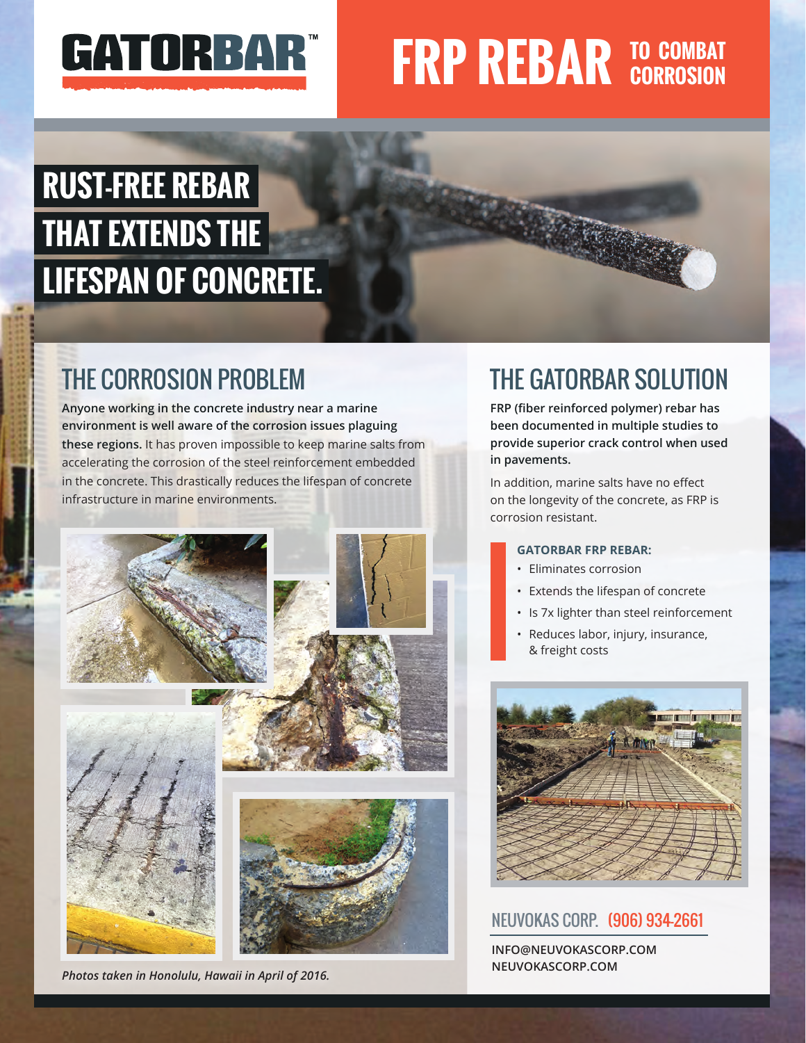# GATORBAR™

## FRP REBAR TO COMBAT CORROSION

# RUST-FREE REBAR THAT EXTENDS THE LIFESPAN OF CONCRETE.

## THE CORROSION PROBLEM

**Anyone working in the concrete industry near a marine environment is well aware of the corrosion issues plaguing these regions.** It has proven impossible to keep marine salts from accelerating the corrosion of the steel reinforcement embedded in the concrete. This drastically reduces the lifespan of concrete infrastructure in marine environments.

*Photos taken in Honolulu, Hawaii in April of 2016.*

## THE GATORBAR SOLUTION

**FRP (fiber reinforced polymer) rebar has been documented in multiple studies to provide superior crack control when used in pavements.**

In addition, marine salts have no effect on the longevity of the concrete, as FRP is corrosion resistant.

**GATORBAR FRP REBAR:**

- Eliminates corrosion
- Extends the lifespan of concrete
- Is 7x lighter than steel reinforcement
- Reduces labor, injury, insurance, & freight costs

NEUVOKAS CORP. (906) 934-2661

**INFO@NEUVOKASCORP.COM**
**NEUVOKASCORP.COM**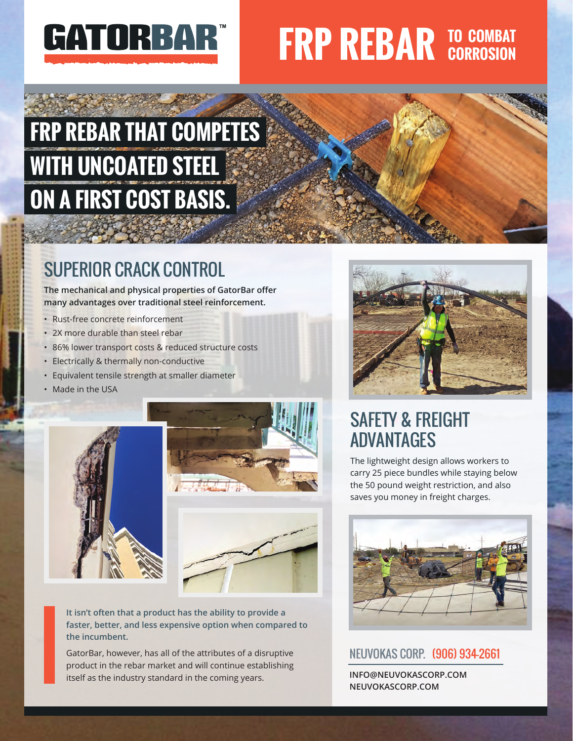# GATORBAR™

# FRP REBAR TO COMBAT CORROSION

## FRP REBAR THAT COMPETES WITH UNCOATED STEEL ON A FIRST COST BASIS.

## SUPERIOR CRACK CONTROL

**The mechanical and physical properties of GatorBar offer many advantages over traditional steel reinforcement.**

- Rust-free concrete reinforcement
- 2X more durable than steel rebar
- 86% lower transport costs & reduced structure costs
- Electrically & thermally non-conductive
- Equivalent tensile strength at smaller diameter
- Made in the USA

**It isn't often that a product has the ability to provide a faster, better, and less expensive option when compared to the incumbent.**

GatorBar, however, has all of the attributes of a disruptive product in the rebar market and will continue establishing itself as the industry standard in the coming years.

## SAFETY & FREIGHT ADVANTAGES

The lightweight design allows workers to carry 25 piece bundles while staying below the 50 pound weight restriction, and also saves you money in freight charges.

NEUVOKAS CORP. (906) 934-2661

**INFO@NEUVOKASCORP.COM**
**NEUVOKASCORP.COM**